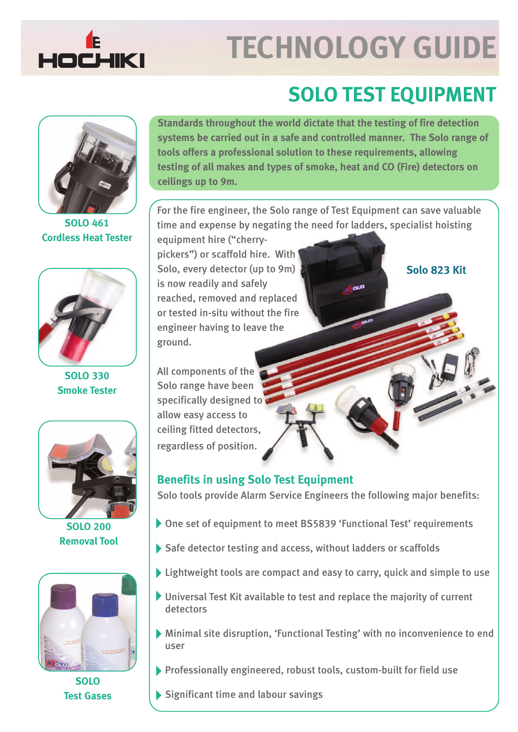HOCHIKI

# TECHNOLOGY GUIDE

## SOLO TEST EQUIPMENT

**Standards throughout the world dictate that the testing of fire detection systems be carried out in a safe and controlled manner. The Solo range of tools offers a professional solution to these requirements, allowing testing of all makes and types of smoke, heat and CO (Fire) detectors on ceilings up to 9m.**

For the fire engineer, the Solo range of Test Equipment can save valuable time and expense by negating the need for ladders, specialist hoisting equipment hire ("cherry-pickers") or scaffold hire. With Solo, every detector (up to 9m) is now readily and safely reached, removed and replaced or tested in-situ without the fire engineer having to leave the ground.

All components of the Solo range have been specifically designed to allow easy access to ceiling fitted detectors, regardless of position.

**Solo 823 Kit**

**SOLO 461**
**Cordless Heat Tester**

**SOLO 330**
**Smoke Tester**

**SOLO 200**
**Removal Tool**

**SOLO**
**Test Gases**

### Benefits in using Solo Test Equipment

Solo tools provide Alarm Service Engineers the following major benefits:

- One set of equipment to meet BS5839 'Functional Test' requirements
- Safe detector testing and access, without ladders or scaffolds
- Lightweight tools are compact and easy to carry, quick and simple to use
- Universal Test Kit available to test and replace the majority of current detectors
- Minimal site disruption, 'Functional Testing' with no inconvenience to end user
- Professionally engineered, robust tools, custom-built for field use
- Significant time and labour savings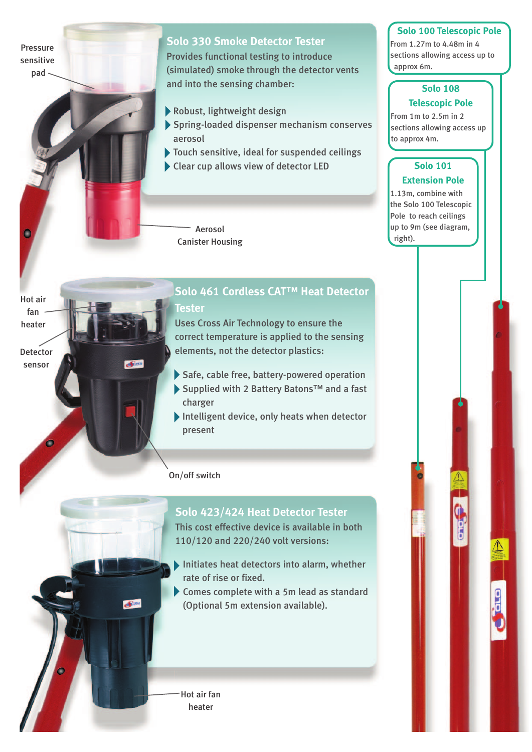## Solo 330 Smoke Detector Tester

Provides functional testing to introduce (simulated) smoke through the detector vents and into the sensing chamber:

- Robust, lightweight design
- Spring-loaded dispenser mechanism conserves aerosol
- Touch sensitive, ideal for suspended ceilings
- Clear cup allows view of detector LED

Pressure sensitive pad

Aerosol Canister Housing

## Solo 461 Cordless CAT™ Heat Detector Tester

Uses Cross Air Technology to ensure the correct temperature is applied to the sensing elements, not the detector plastics:

- Safe, cable free, battery-powered operation
- Supplied with 2 Battery Batons™ and a fast charger
- Intelligent device, only heats when detector present

Hot air fan heater

Detector sensor

On/off switch

## Solo 423/424 Heat Detector Tester

This cost effective device is available in both 110/120 and 220/240 volt versions:

- Initiates heat detectors into alarm, whether rate of rise or fixed.
- Comes complete with a 5m lead as standard (Optional 5m extension available).

Hot air fan heater

### Solo 100 Telescopic Pole

From 1.27m to 4.48m in 4 sections allowing access up to approx 6m.

### Solo 108 Telescopic Pole

From 1m to 2.5m in 2 sections allowing access up to approx 4m.

### Solo 101 Extension Pole

1.13m, combine with the Solo 100 Telescopic Pole to reach ceilings up to 9m (see diagram, right).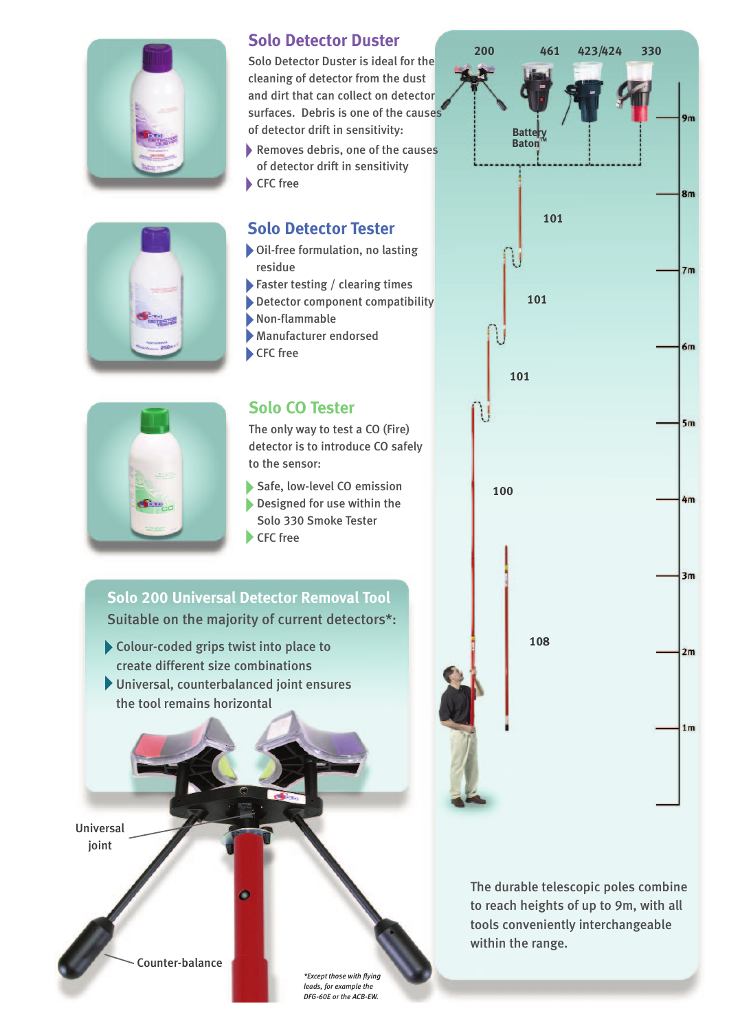## Solo Detector Duster

Solo Detector Duster is ideal for the cleaning of detector from the dust and dirt that can collect on detector surfaces. Debris is one of the causes of detector drift in sensitivity:

- Removes debris, one of the causes of detector drift in sensitivity
- CFC free

## Solo Detector Tester

- Oil-free formulation, no lasting residue
- Faster testing / clearing times
- Detector component compatibility
- Non-flammable
- Manufacturer endorsed
- CFC free

## Solo CO Tester

The only way to test a CO (Fire) detector is to introduce CO safely to the sensor:

- Safe, low-level CO emission
- Designed for use within the Solo 330 Smoke Tester
- CFC free

## Solo 200 Universal Detector Removal Tool

Suitable on the majority of current detectors*:

- Colour-coded grips twist into place to create different size combinations
- Universal, counterbalanced joint ensures the tool remains horizontal

Universal joint

Counter-balance

*Except those with flying leads, for example the DFG-60E or the ACB-EW.

200 461 423/424 330

Battery Baton™

101 101 101 100 108

9m 8m 7m 6m 5m 4m 3m 2m 1m

The durable telescopic poles combine to reach heights of up to 9m, with all tools conveniently interchangeable within the range.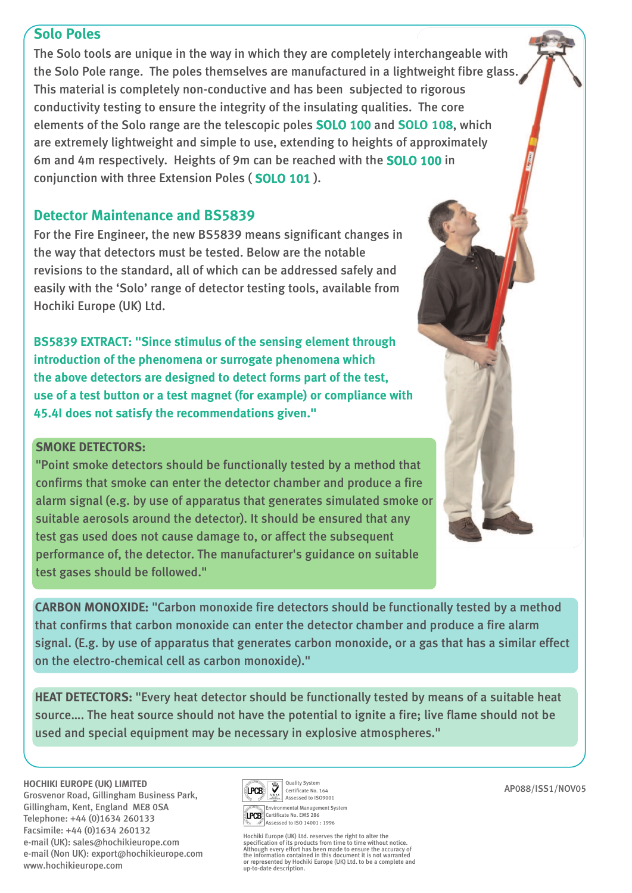## Solo Poles

The Solo tools are unique in the way in which they are completely interchangeable with the Solo Pole range. The poles themselves are manufactured in a lightweight fibre glass. This material is completely non-conductive and has been subjected to rigorous conductivity testing to ensure the integrity of the insulating qualities. The core elements of the Solo range are the telescopic poles **SOLO 100** and **SOLO 108**, which are extremely lightweight and simple to use, extending to heights of approximately 6m and 4m respectively. Heights of 9m can be reached with the **SOLO 100** in conjunction with three Extension Poles ( **SOLO 101** ).

## Detector Maintenance and BS5839

For the Fire Engineer, the new BS5839 means significant changes in the way that detectors must be tested. Below are the notable revisions to the standard, all of which can be addressed safely and easily with the 'Solo' range of detector testing tools, available from Hochiki Europe (UK) Ltd.

**BS5839 EXTRACT: "Since stimulus of the sensing element through introduction of the phenomena or surrogate phenomena which the above detectors are designed to detect forms part of the test, use of a test button or a test magnet (for example) or compliance with 45.4l does not satisfy the recommendations given."**

**SMOKE DETECTORS:**
"Point smoke detectors should be functionally tested by a method that confirms that smoke can enter the detector chamber and produce a fire alarm signal (e.g. by use of apparatus that generates simulated smoke or suitable aerosols around the detector). It should be ensured that any test gas used does not cause damage to, or affect the subsequent performance of, the detector. The manufacturer's guidance on suitable test gases should be followed."

**CARBON MONOXIDE:** "Carbon monoxide fire detectors should be functionally tested by a method that confirms that carbon monoxide can enter the detector chamber and produce a fire alarm signal. (E.g. by use of apparatus that generates carbon monoxide, or a gas that has a similar effect on the electro-chemical cell as carbon monoxide)."

**HEAT DETECTORS:** "Every heat detector should be functionally tested by means of a suitable heat source.... The heat source should not have the potential to ignite a fire; live flame should not be used and special equipment may be necessary in explosive atmospheres."

**HOCHIKI EUROPE (UK) LIMITED**
Grosvenor Road, Gillingham Business Park,
Gillingham, Kent, England ME8 0SA
Telephone: +44 (0)1634 260133
Facsimile: +44 (0)1634 260132
e-mail (UK): sales@hochikieurope.com
e-mail (Non UK): export@hochikieurope.com
www.hochikieurope.com

LPCB
Quality System
Certificate No. 164
Assessed to ISO9001

LPCB
Environmental Management System
Certificate No. EMS 286
Assessed to ISO 14001 : 1996

Hochiki Europe (UK) Ltd. reserves the right to alter the specification of its products from time to time without notice. Although every effort has been made to ensure the accuracy of the information contained in this document it is not warranted or represented by Hochiki Europe (UK) Ltd. to be a complete and up-to-date description.

AP088/ISS1/NOV05